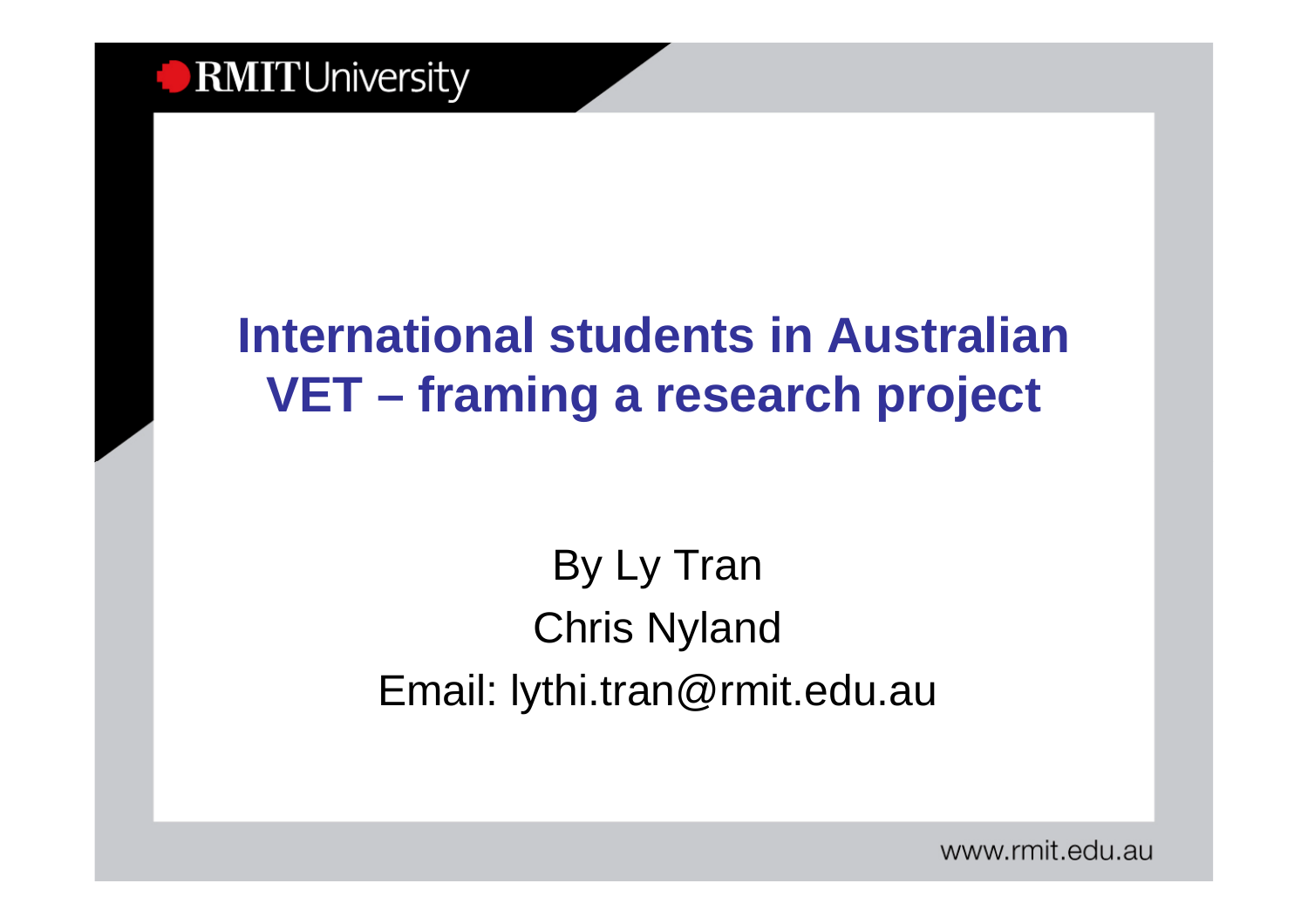# International students in Australian VET – framing a research project

By Ly Tran

Chris Nyland

Email: lythi.tran@rmit.edu.au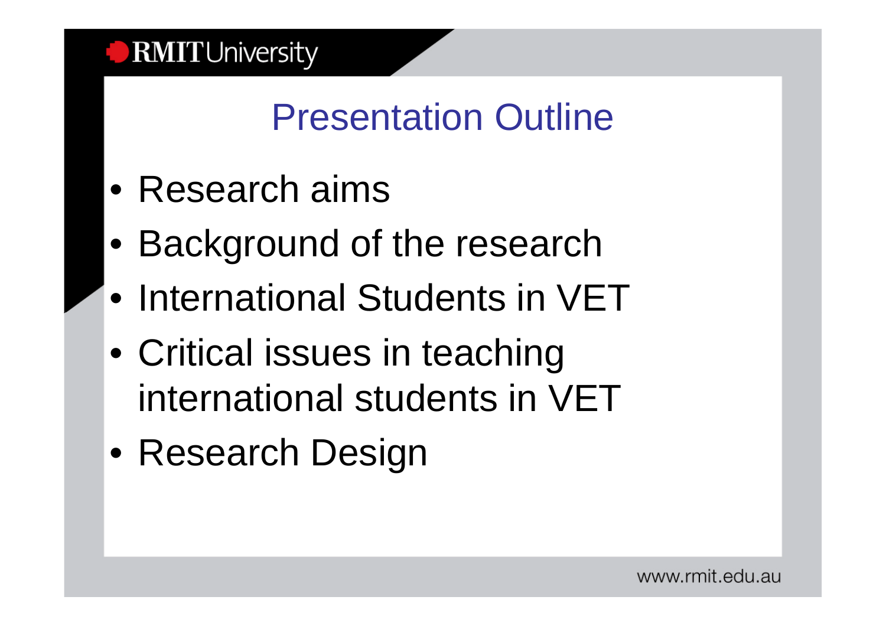# Presentation Outline

- Research aims
- Background of the research
- International Students in VET
- Critical issues in teaching international students in VET
- Research Design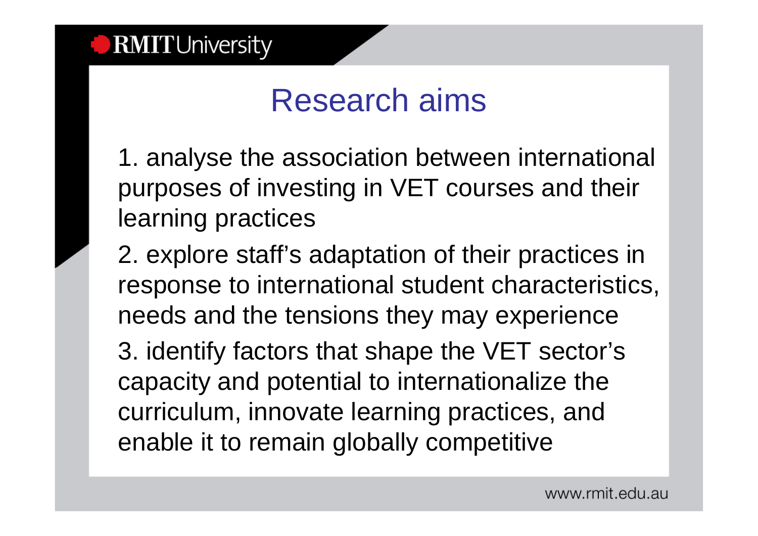# Research aims

1. analyse the association between international purposes of investing in VET courses and their learning practices

2. explore staff's adaptation of their practices in response to international student characteristics, needs and the tensions they may experience

3. identify factors that shape the VET sector's capacity and potential to internationalize the curriculum, innovate learning practices, and enable it to remain globally competitive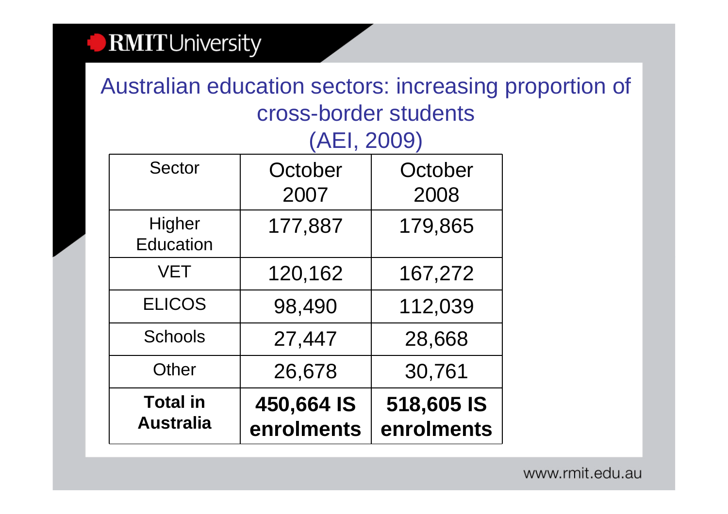# Australian education sectors: increasing proportion of cross-border students (AEI, 2009)

| Sector | October 2007 | October 2008 |
|---|---|---|
| Higher Education | 177,887 | 179,865 |
| VET | 120,162 | 167,272 |
| ELICOS | 98,490 | 112,039 |
| Schools | 27,447 | 28,668 |
| Other | 26,678 | 30,761 |
| **Total in Australia** | **450,664 IS enrolments** | **518,605 IS enrolments** |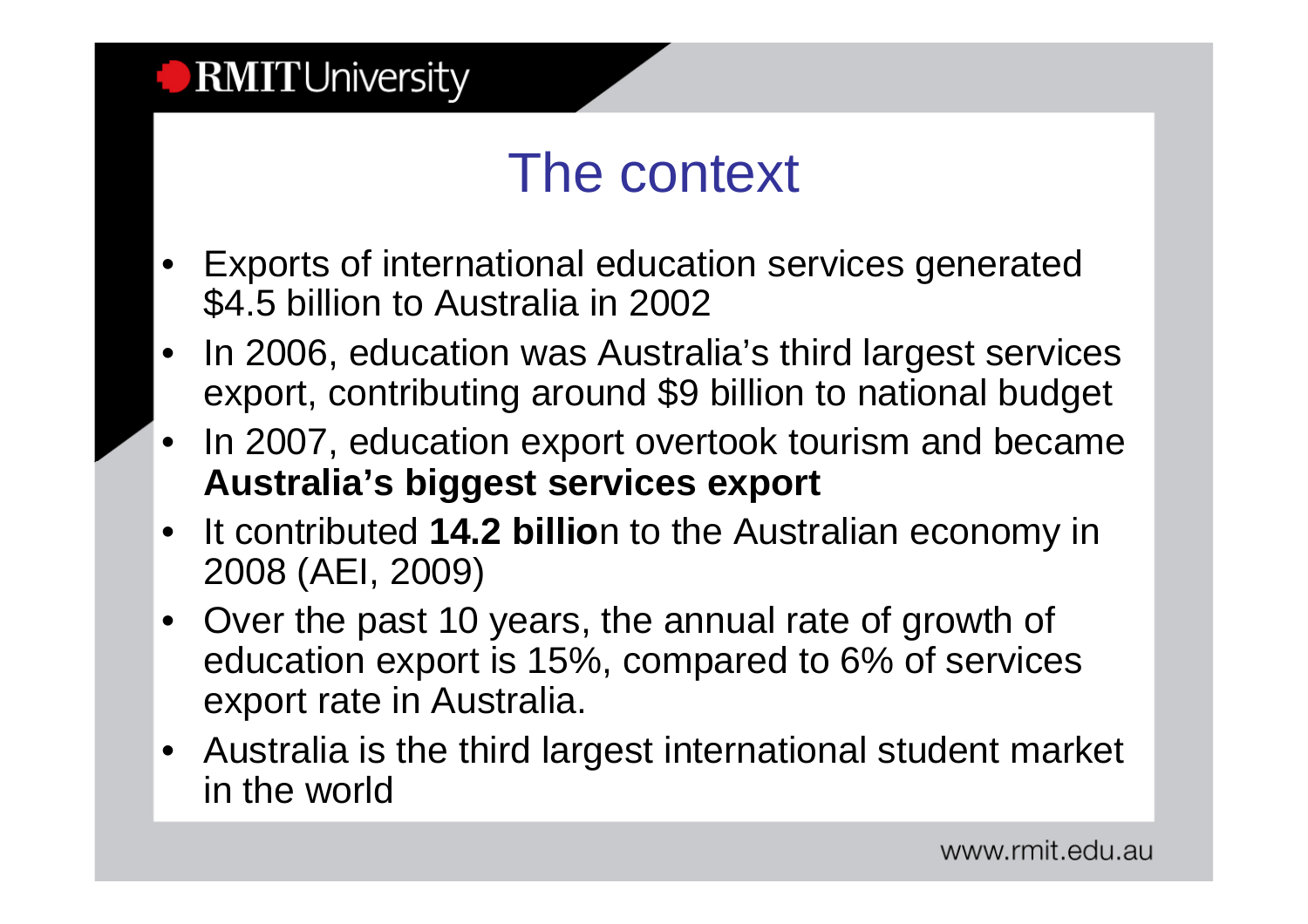# The context

- Exports of international education services generated $4.5 billion to Australia in 2002
- In 2006, education was Australia's third largest services export, contributing around $9 billion to national budget
- In 2007, education export overtook tourism and became **Australia's biggest services export**
- It contributed **14.2 billio**n to the Australian economy in 2008 (AEI, 2009)
- Over the past 10 years, the annual rate of growth of education export is 15%, compared to 6% of services export rate in Australia.
- Australia is the third largest international student market in the world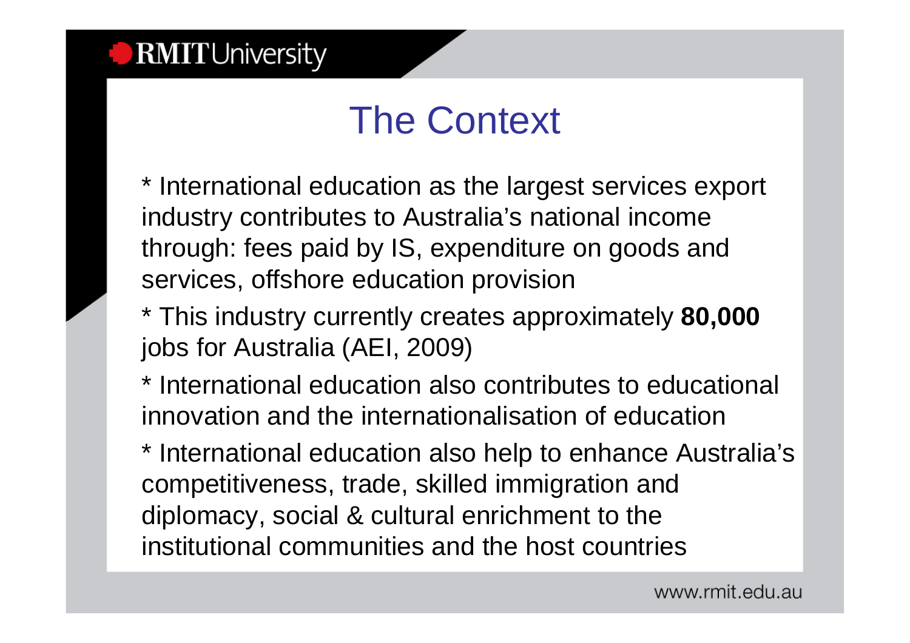# The Context

* International education as the largest services export industry contributes to Australia's national income through: fees paid by IS, expenditure on goods and services, offshore education provision

* This industry currently creates approximately **80,000** jobs for Australia (AEI, 2009)

* International education also contributes to educational innovation and the internationalisation of education

* International education also help to enhance Australia's competitiveness, trade, skilled immigration and diplomacy, social & cultural enrichment to the institutional communities and the host countries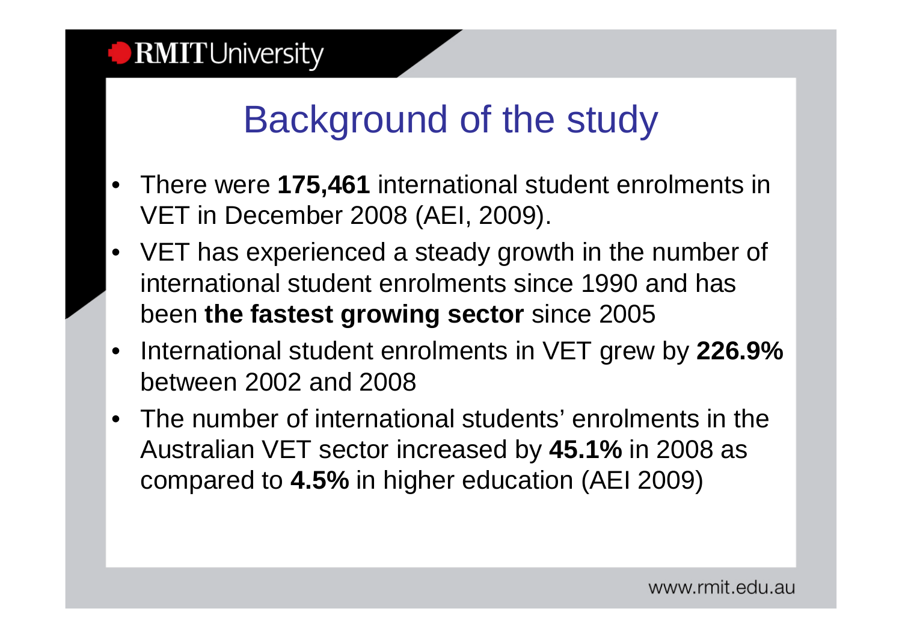# Background of the study

- There were **175,461** international student enrolments in VET in December 2008 (AEI, 2009).
- VET has experienced a steady growth in the number of international student enrolments since 1990 and has been **the fastest growing sector** since 2005
- International student enrolments in VET grew by **226.9%** between 2002 and 2008
- The number of international students' enrolments in the Australian VET sector increased by **45.1%** in 2008 as compared to **4.5%** in higher education (AEI 2009)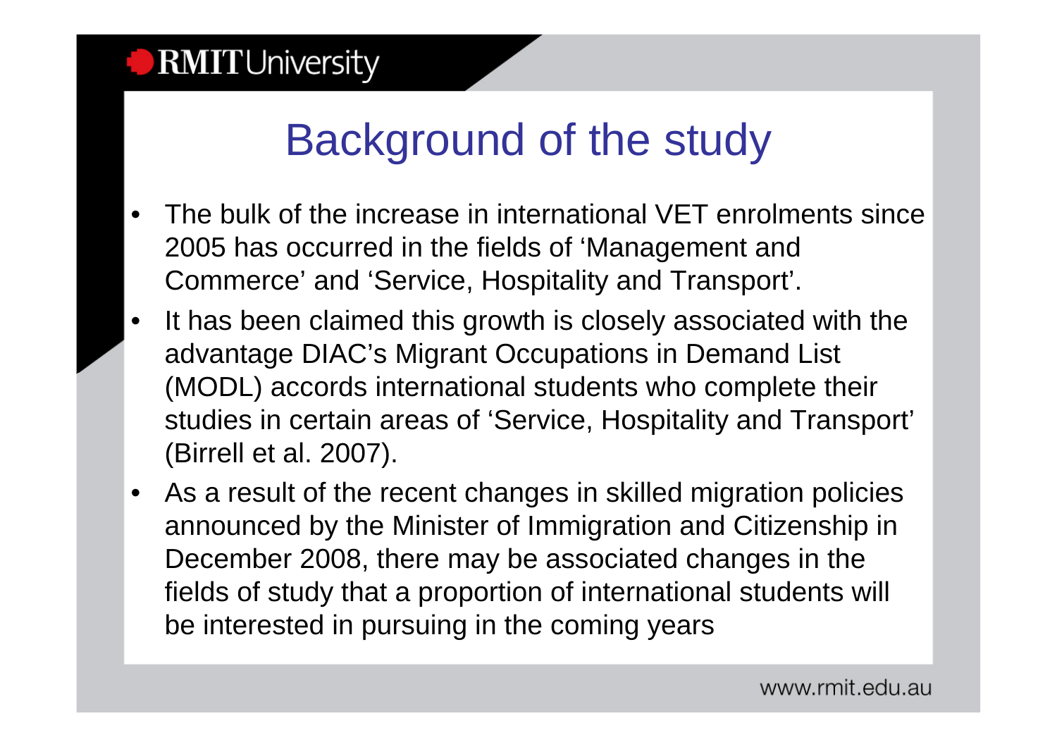# Background of the study

- The bulk of the increase in international VET enrolments since 2005 has occurred in the fields of 'Management and Commerce' and 'Service, Hospitality and Transport'.
- It has been claimed this growth is closely associated with the advantage DIAC's Migrant Occupations in Demand List (MODL) accords international students who complete their studies in certain areas of 'Service, Hospitality and Transport' (Birrell et al. 2007).
- As a result of the recent changes in skilled migration policies announced by the Minister of Immigration and Citizenship in December 2008, there may be associated changes in the fields of study that a proportion of international students will be interested in pursuing in the coming years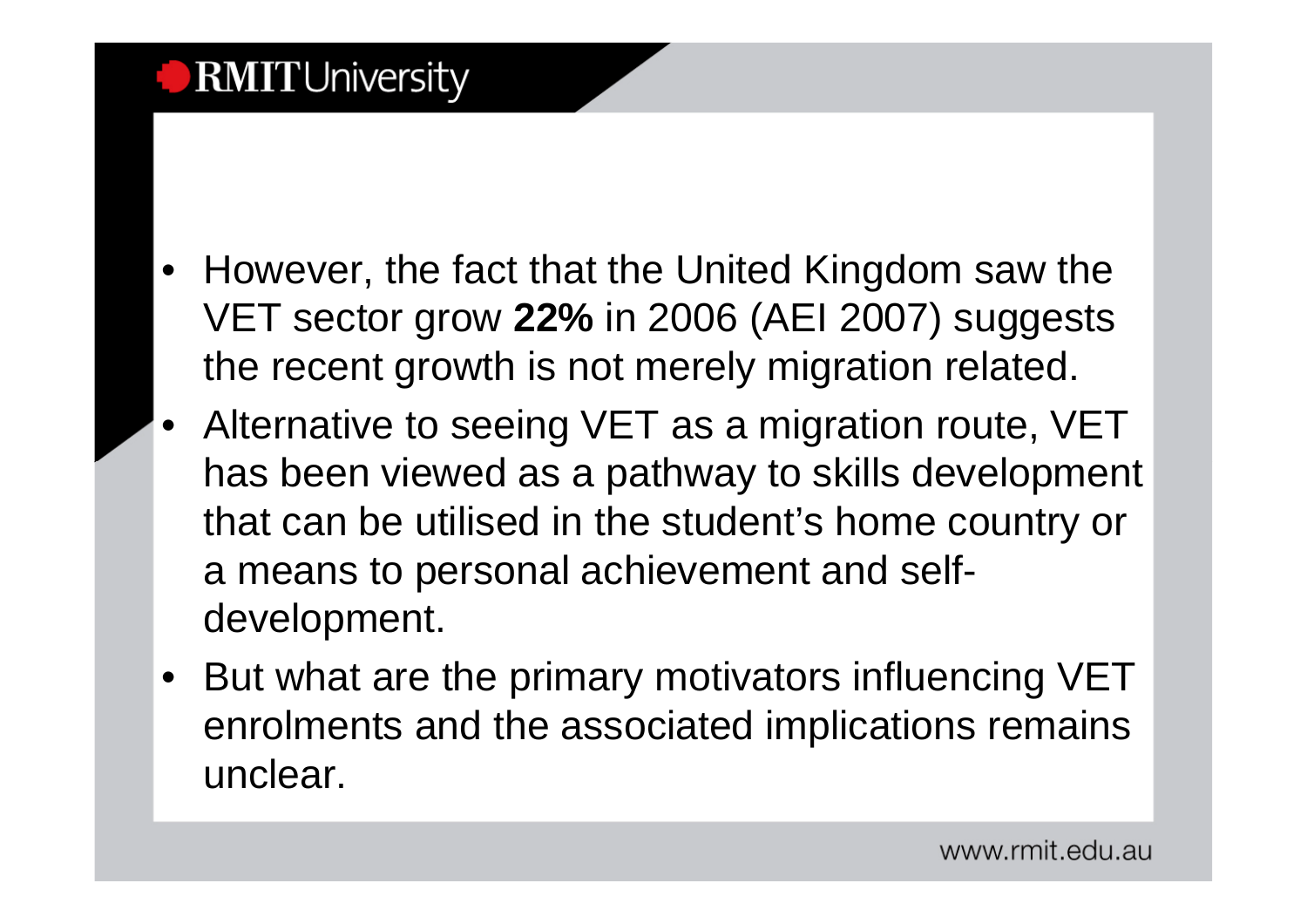- However, the fact that the United Kingdom saw the VET sector grow **22%** in 2006 (AEI 2007) suggests the recent growth is not merely migration related.
- Alternative to seeing VET as a migration route, VET has been viewed as a pathway to skills development that can be utilised in the student's home country or a means to personal achievement and self-development.
- But what are the primary motivators influencing VET enrolments and the associated implications remains unclear.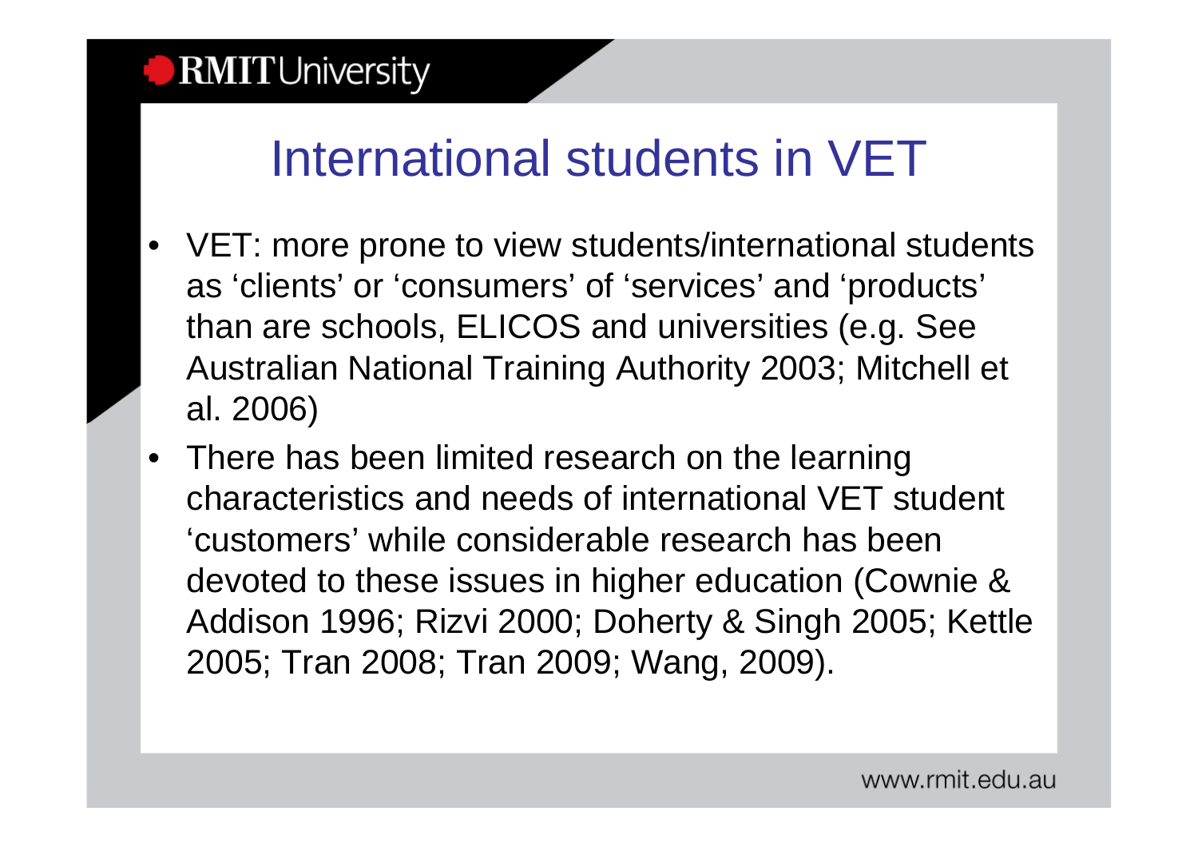# International students in VET

- VET: more prone to view students/international students as 'clients' or 'consumers' of 'services' and 'products' than are schools, ELICOS and universities (e.g. See Australian National Training Authority 2003; Mitchell et al. 2006)
- There has been limited research on the learning characteristics and needs of international VET student 'customers' while considerable research has been devoted to these issues in higher education (Cownie & Addison 1996; Rizvi 2000; Doherty & Singh 2005; Kettle 2005; Tran 2008; Tran 2009; Wang, 2009).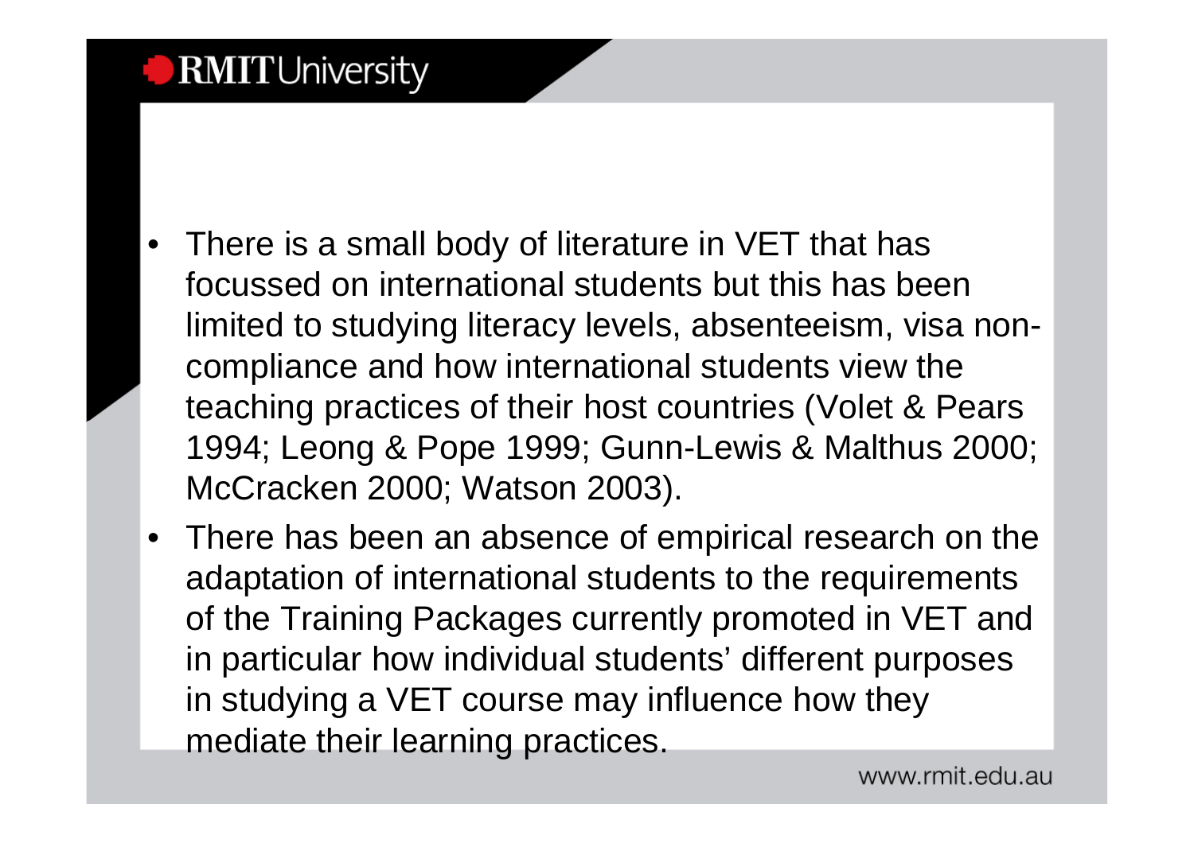- There is a small body of literature in VET that has focussed on international students but this has been limited to studying literacy levels, absenteeism, visa non-compliance and how international students view the teaching practices of their host countries (Volet & Pears 1994; Leong & Pope 1999; Gunn-Lewis & Malthus 2000; McCracken 2000; Watson 2003).
- There has been an absence of empirical research on the adaptation of international students to the requirements of the Training Packages currently promoted in VET and in particular how individual students' different purposes in studying a VET course may influence how they mediate their learning practices.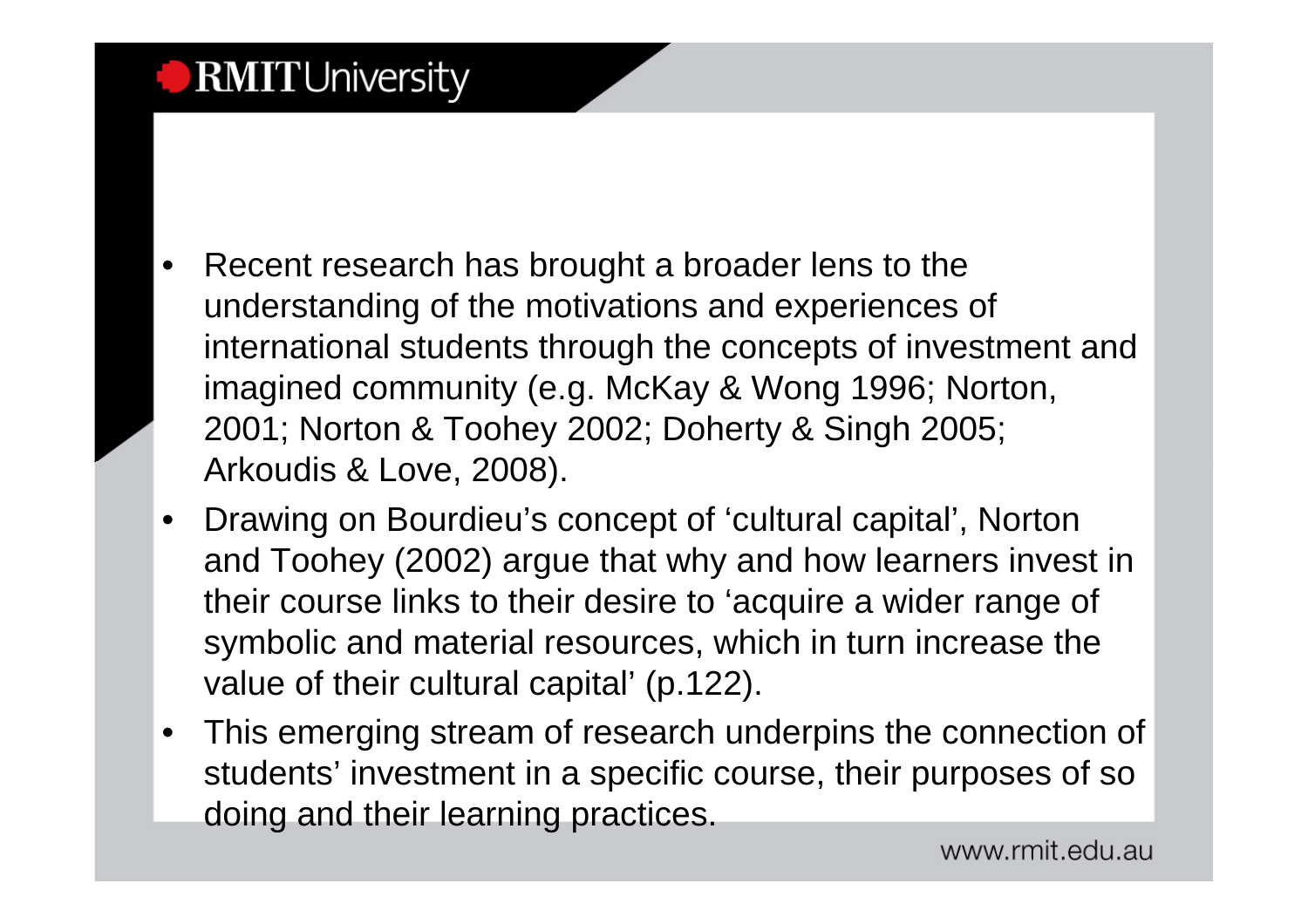- Recent research has brought a broader lens to the understanding of the motivations and experiences of international students through the concepts of investment and imagined community (e.g. McKay & Wong 1996; Norton, 2001; Norton & Toohey 2002; Doherty & Singh 2005; Arkoudis & Love, 2008).
- Drawing on Bourdieu's concept of 'cultural capital', Norton and Toohey (2002) argue that why and how learners invest in their course links to their desire to 'acquire a wider range of symbolic and material resources, which in turn increase the value of their cultural capital' (p.122).
- This emerging stream of research underpins the connection of students' investment in a specific course, their purposes of so doing and their learning practices.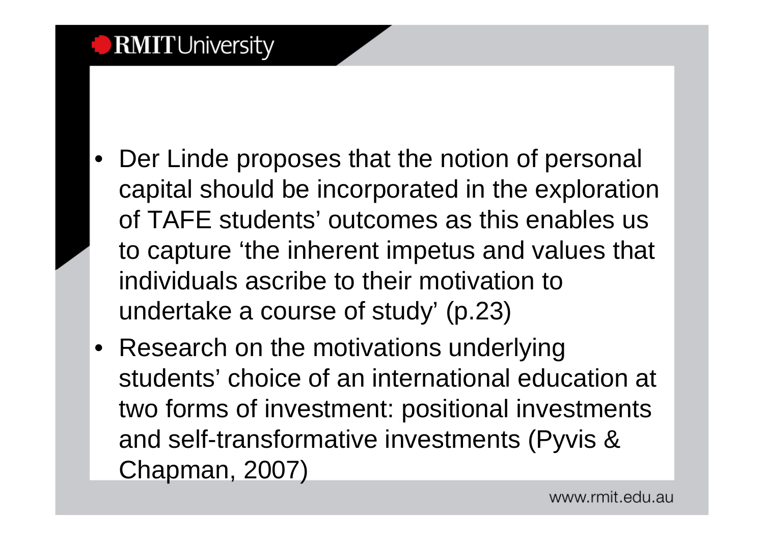- Der Linde proposes that the notion of personal capital should be incorporated in the exploration of TAFE students' outcomes as this enables us to capture 'the inherent impetus and values that individuals ascribe to their motivation to undertake a course of study' (p.23)
- Research on the motivations underlying students' choice of an international education at two forms of investment: positional investments and self-transformative investments (Pyvis & Chapman, 2007)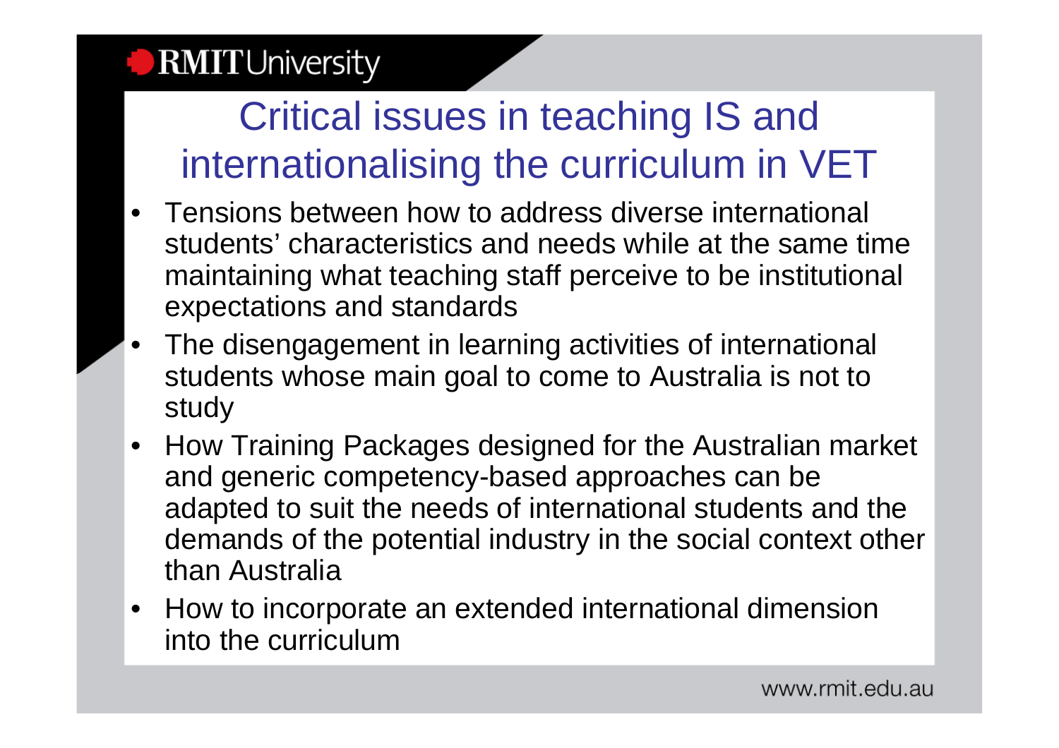# Critical issues in teaching IS and internationalising the curriculum in VET

- Tensions between how to address diverse international students' characteristics and needs while at the same time maintaining what teaching staff perceive to be institutional expectations and standards
- The disengagement in learning activities of international students whose main goal to come to Australia is not to study
- How Training Packages designed for the Australian market and generic competency-based approaches can be adapted to suit the needs of international students and the demands of the potential industry in the social context other than Australia
- How to incorporate an extended international dimension into the curriculum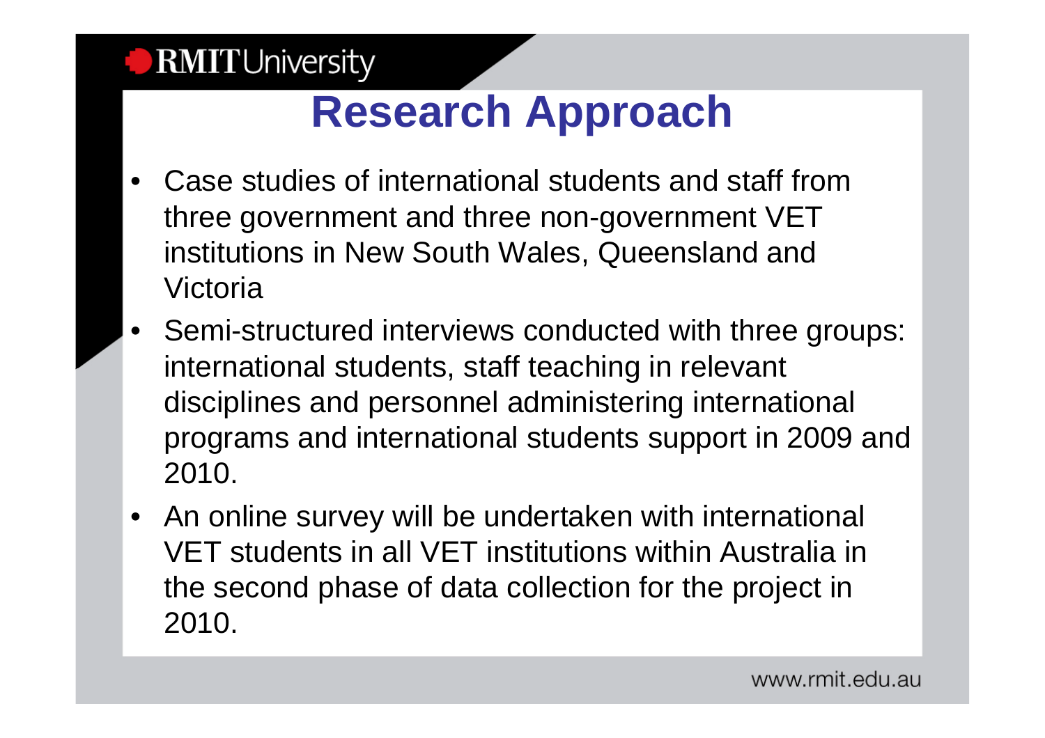# Research Approach

- Case studies of international students and staff from three government and three non-government VET institutions in New South Wales, Queensland and Victoria
- Semi-structured interviews conducted with three groups: international students, staff teaching in relevant disciplines and personnel administering international programs and international students support in 2009 and 2010.
- An online survey will be undertaken with international VET students in all VET institutions within Australia in the second phase of data collection for the project in 2010.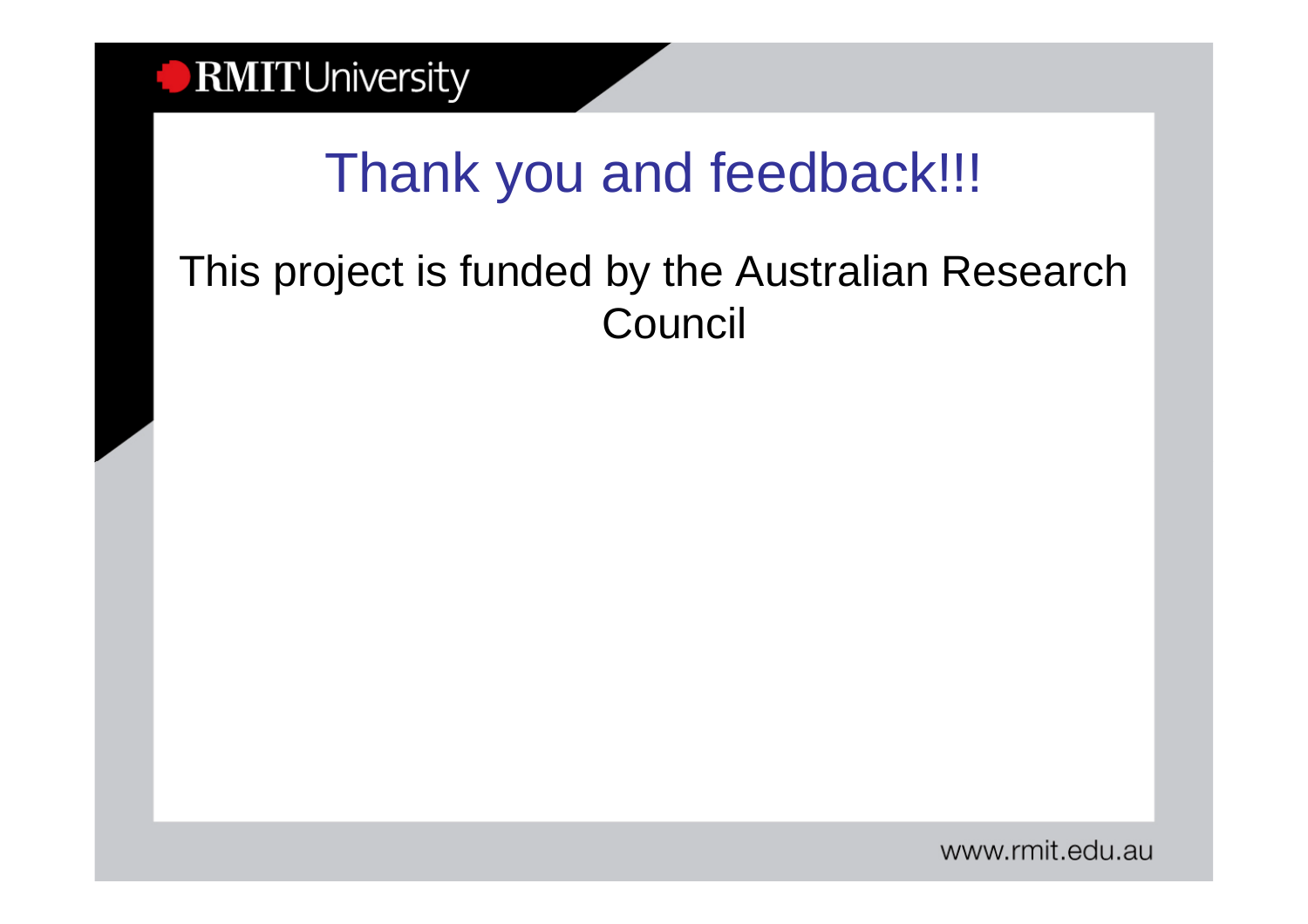# Thank you and feedback!!!

This project is funded by the Australian Research Council